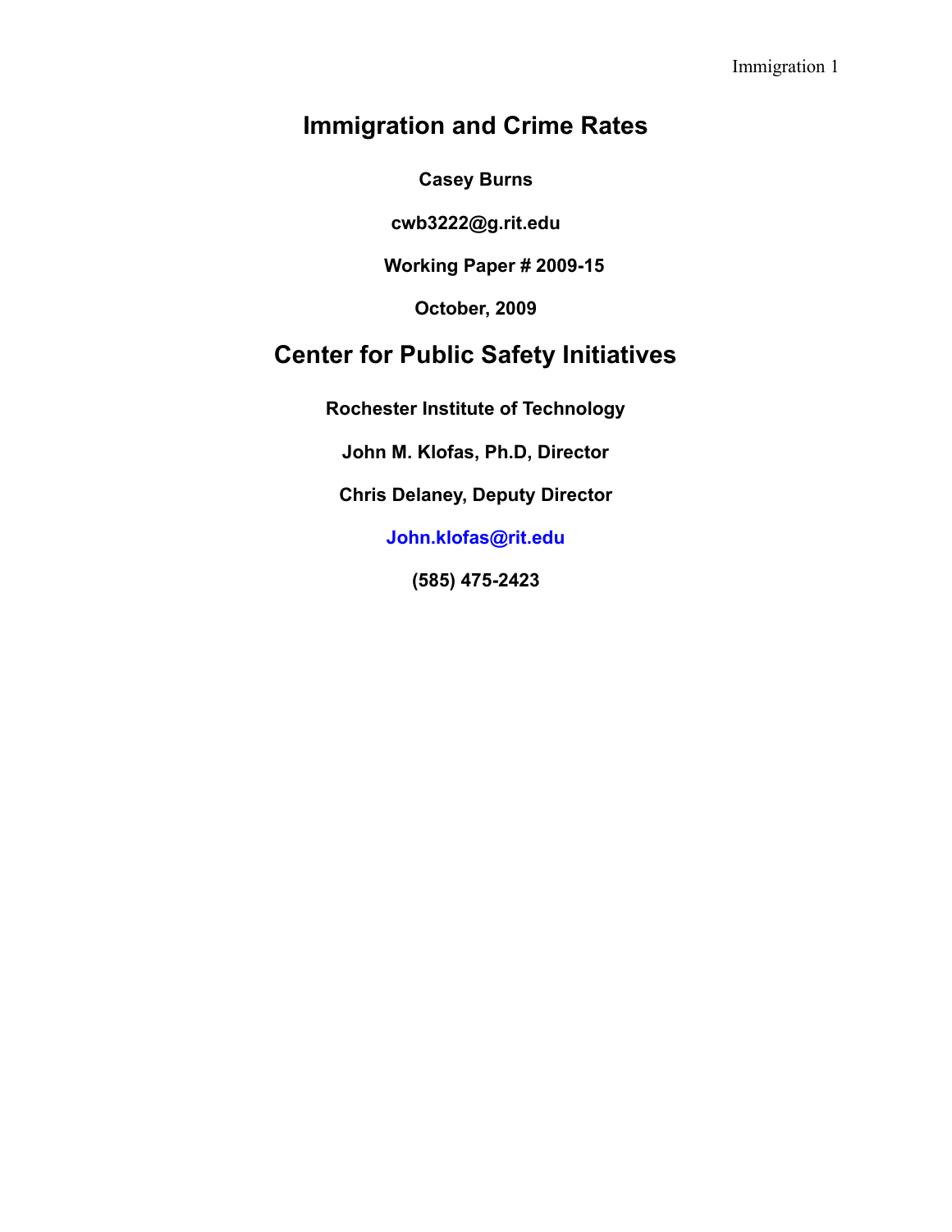# Immigration and Crime Rates

**Casey Burns**

**cwb3222@g.rit.edu**

**Working Paper # 2009-15**

**October, 2009**

## Center for Public Safety Initiatives

**Rochester Institute of Technology**

**John M. Klofas, Ph.D, Director**

**Chris Delaney, Deputy Director**

**John.klofas@rit.edu**

**(585) 475-2423**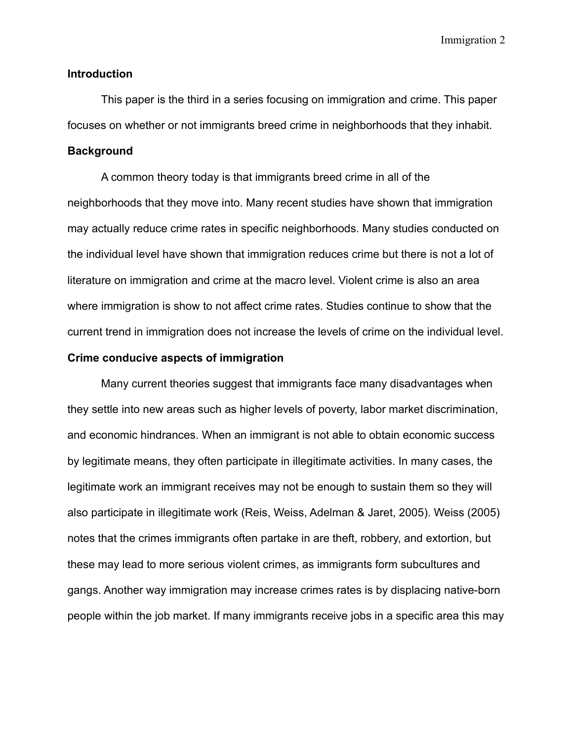## Introduction

This paper is the third in a series focusing on immigration and crime. This paper focuses on whether or not immigrants breed crime in neighborhoods that they inhabit.

## Background

A common theory today is that immigrants breed crime in all of the neighborhoods that they move into. Many recent studies have shown that immigration may actually reduce crime rates in specific neighborhoods. Many studies conducted on the individual level have shown that immigration reduces crime but there is not a lot of literature on immigration and crime at the macro level. Violent crime is also an area where immigration is show to not affect crime rates. Studies continue to show that the current trend in immigration does not increase the levels of crime on the individual level.

## Crime conducive aspects of immigration

Many current theories suggest that immigrants face many disadvantages when they settle into new areas such as higher levels of poverty, labor market discrimination, and economic hindrances. When an immigrant is not able to obtain economic success by legitimate means, they often participate in illegitimate activities. In many cases, the legitimate work an immigrant receives may not be enough to sustain them so they will also participate in illegitimate work (Reis, Weiss, Adelman & Jaret, 2005). Weiss (2005) notes that the crimes immigrants often partake in are theft, robbery, and extortion, but these may lead to more serious violent crimes, as immigrants form subcultures and gangs. Another way immigration may increase crimes rates is by displacing native-born people within the job market. If many immigrants receive jobs in a specific area this may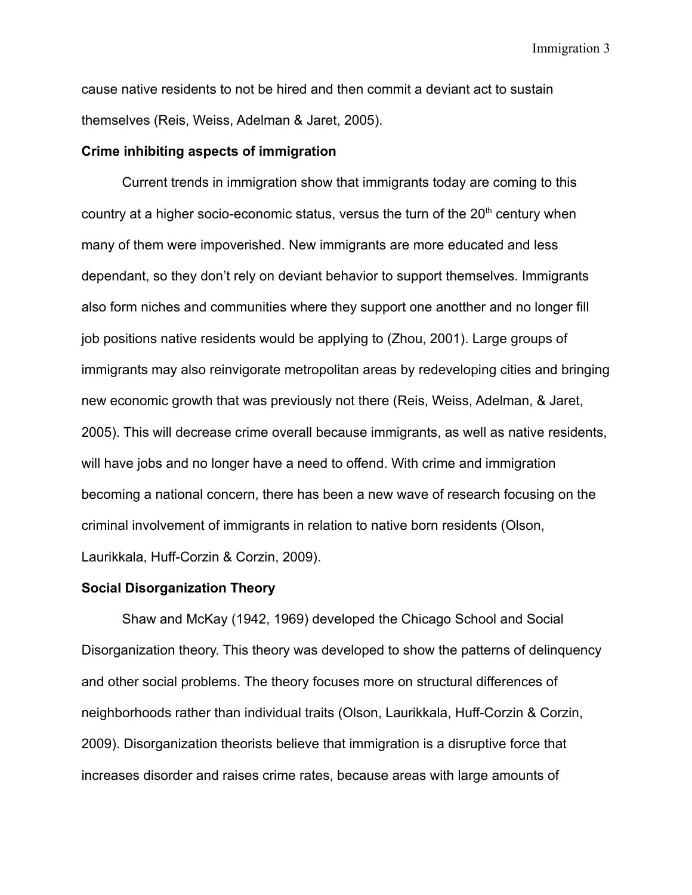cause native residents to not be hired and then commit a deviant act to sustain themselves (Reis, Weiss, Adelman & Jaret, 2005).

**Crime inhibiting aspects of immigration**

Current trends in immigration show that immigrants today are coming to this country at a higher socio-economic status, versus the turn of the 20th century when many of them were impoverished. New immigrants are more educated and less dependant, so they don't rely on deviant behavior to support themselves. Immigrants also form niches and communities where they support one anotther and no longer fill job positions native residents would be applying to (Zhou, 2001). Large groups of immigrants may also reinvigorate metropolitan areas by redeveloping cities and bringing new economic growth that was previously not there (Reis, Weiss, Adelman, & Jaret, 2005). This will decrease crime overall because immigrants, as well as native residents, will have jobs and no longer have a need to offend. With crime and immigration becoming a national concern, there has been a new wave of research focusing on the criminal involvement of immigrants in relation to native born residents (Olson, Laurikkala, Huff-Corzin & Corzin, 2009).

**Social Disorganization Theory**

Shaw and McKay (1942, 1969) developed the Chicago School and Social Disorganization theory. This theory was developed to show the patterns of delinquency and other social problems. The theory focuses more on structural differences of neighborhoods rather than individual traits (Olson, Laurikkala, Huff-Corzin & Corzin, 2009). Disorganization theorists believe that immigration is a disruptive force that increases disorder and raises crime rates, because areas with large amounts of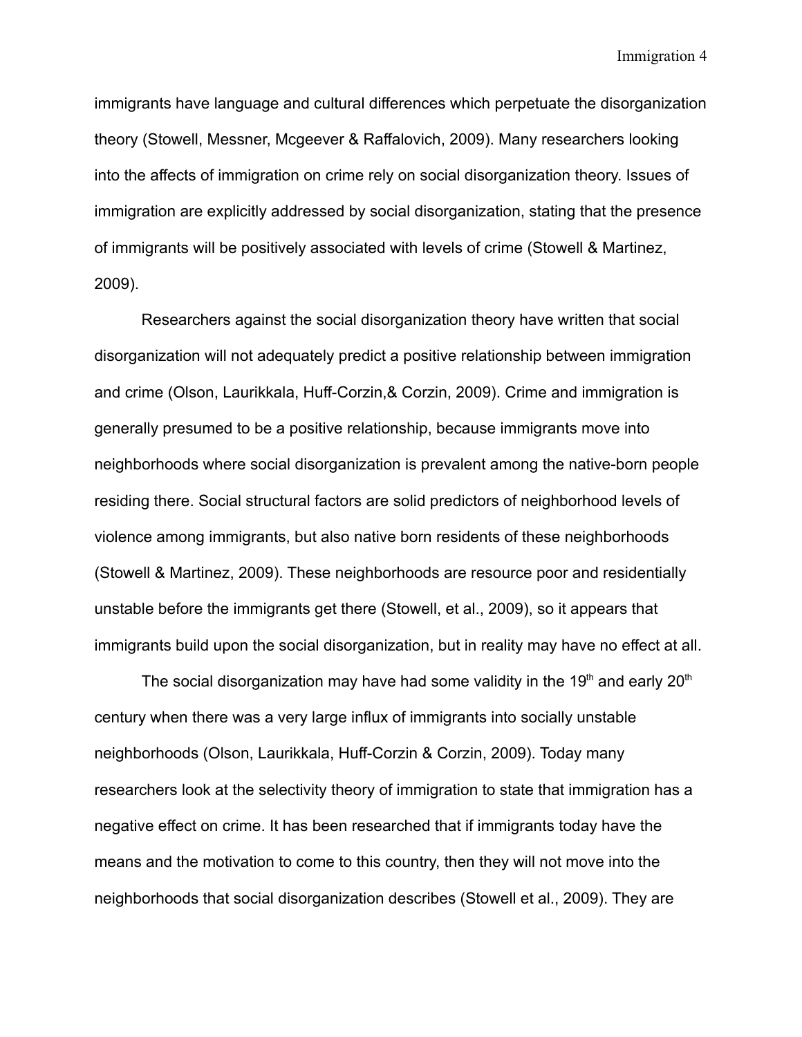immigrants have language and cultural differences which perpetuate the disorganization theory (Stowell, Messner, Mcgeever & Raffalovich, 2009). Many researchers looking into the affects of immigration on crime rely on social disorganization theory. Issues of immigration are explicitly addressed by social disorganization, stating that the presence of immigrants will be positively associated with levels of crime (Stowell & Martinez, 2009).

Researchers against the social disorganization theory have written that social disorganization will not adequately predict a positive relationship between immigration and crime (Olson, Laurikkala, Huff-Corzin,& Corzin, 2009). Crime and immigration is generally presumed to be a positive relationship, because immigrants move into neighborhoods where social disorganization is prevalent among the native-born people residing there. Social structural factors are solid predictors of neighborhood levels of violence among immigrants, but also native born residents of these neighborhoods (Stowell & Martinez, 2009). These neighborhoods are resource poor and residentially unstable before the immigrants get there (Stowell, et al., 2009), so it appears that immigrants build upon the social disorganization, but in reality may have no effect at all.

The social disorganization may have had some validity in the 19th and early 20th century when there was a very large influx of immigrants into socially unstable neighborhoods (Olson, Laurikkala, Huff-Corzin & Corzin, 2009). Today many researchers look at the selectivity theory of immigration to state that immigration has a negative effect on crime. It has been researched that if immigrants today have the means and the motivation to come to this country, then they will not move into the neighborhoods that social disorganization describes (Stowell et al., 2009). They are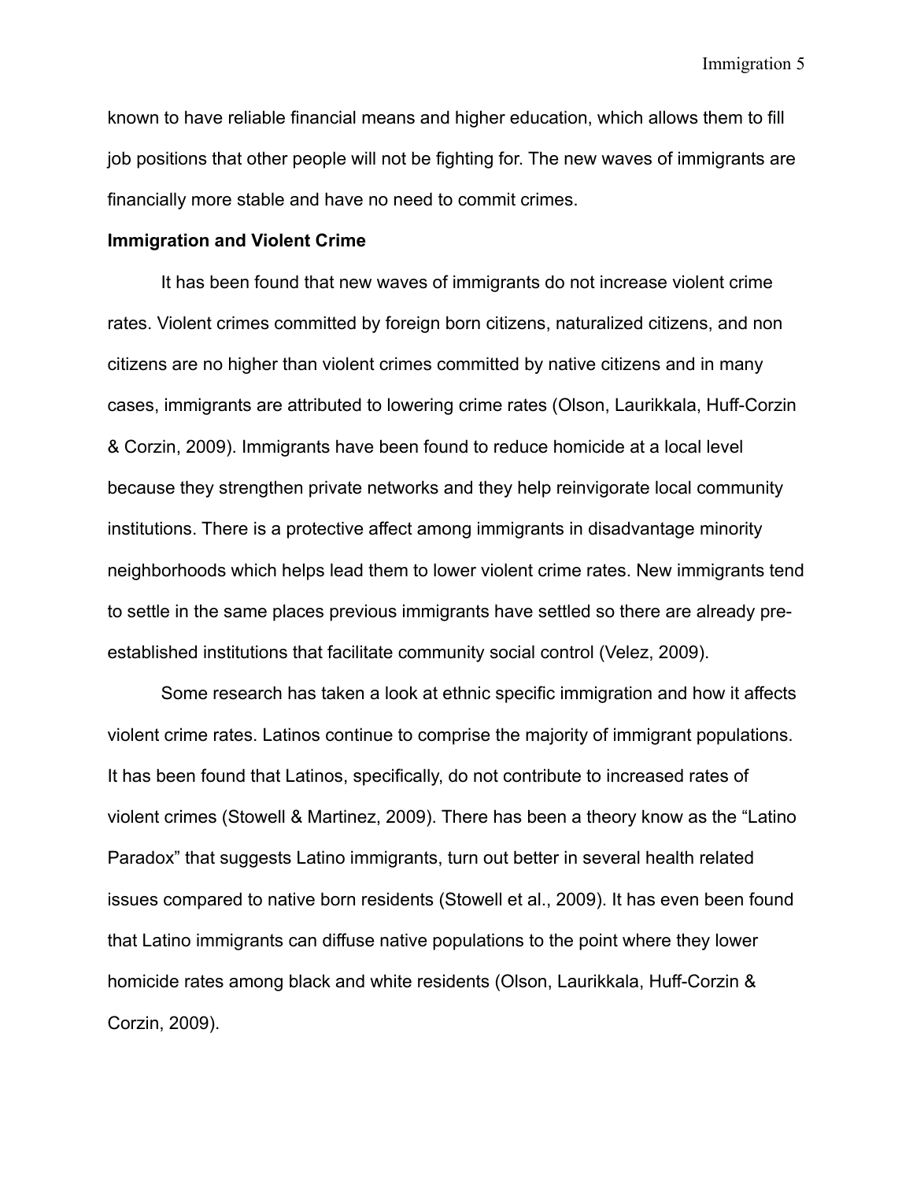known to have reliable financial means and higher education, which allows them to fill job positions that other people will not be fighting for. The new waves of immigrants are financially more stable and have no need to commit crimes.

**Immigration and Violent Crime**

It has been found that new waves of immigrants do not increase violent crime rates. Violent crimes committed by foreign born citizens, naturalized citizens, and non citizens are no higher than violent crimes committed by native citizens and in many cases, immigrants are attributed to lowering crime rates (Olson, Laurikkala, Huff-Corzin & Corzin, 2009). Immigrants have been found to reduce homicide at a local level because they strengthen private networks and they help reinvigorate local community institutions. There is a protective affect among immigrants in disadvantage minority neighborhoods which helps lead them to lower violent crime rates. New immigrants tend to settle in the same places previous immigrants have settled so there are already pre-established institutions that facilitate community social control (Velez, 2009).

Some research has taken a look at ethnic specific immigration and how it affects violent crime rates. Latinos continue to comprise the majority of immigrant populations. It has been found that Latinos, specifically, do not contribute to increased rates of violent crimes (Stowell & Martinez, 2009). There has been a theory know as the “Latino Paradox” that suggests Latino immigrants, turn out better in several health related issues compared to native born residents (Stowell et al., 2009). It has even been found that Latino immigrants can diffuse native populations to the point where they lower homicide rates among black and white residents (Olson, Laurikkala, Huff-Corzin & Corzin, 2009).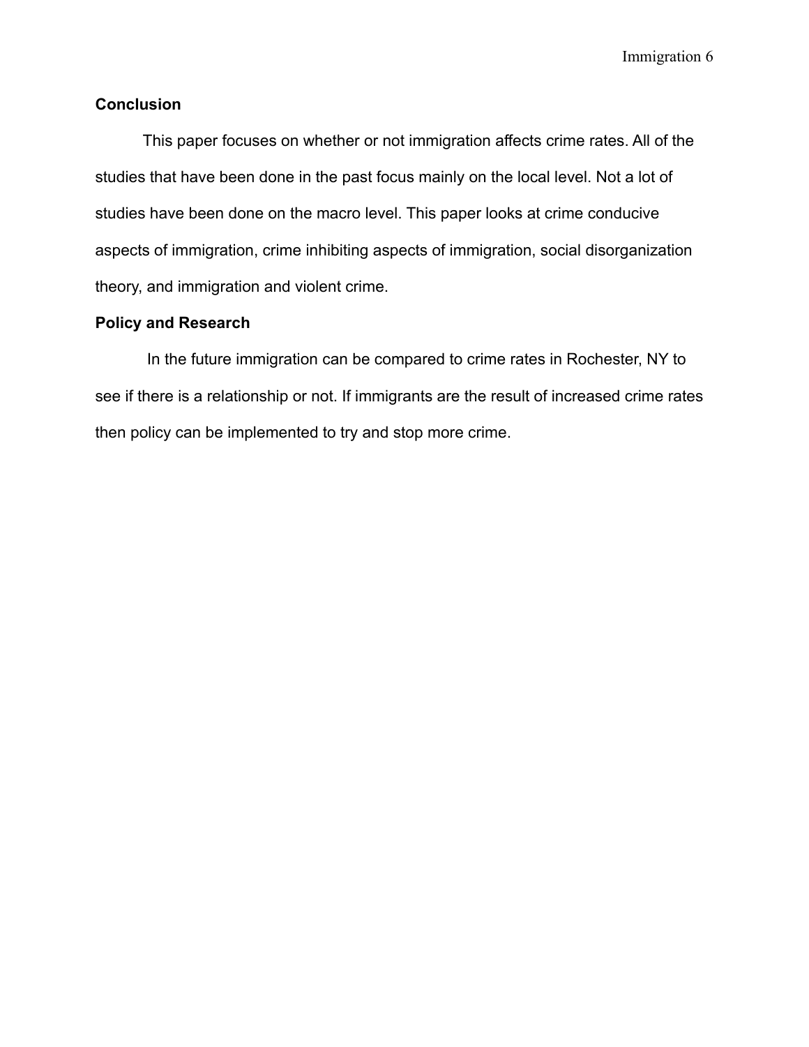## Conclusion

This paper focuses on whether or not immigration affects crime rates. All of the studies that have been done in the past focus mainly on the local level. Not a lot of studies have been done on the macro level. This paper looks at crime conducive aspects of immigration, crime inhibiting aspects of immigration, social disorganization theory, and immigration and violent crime.

## Policy and Research

In the future immigration can be compared to crime rates in Rochester, NY to see if there is a relationship or not. If immigrants are the result of increased crime rates then policy can be implemented to try and stop more crime.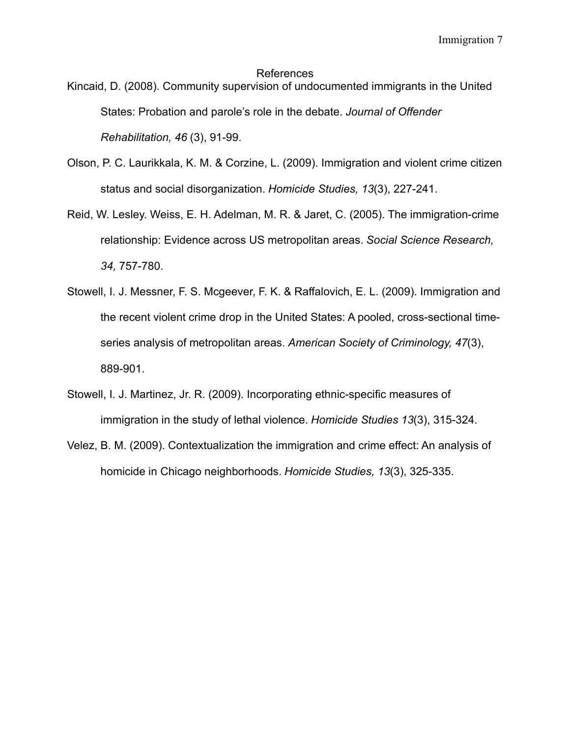# References

Kincaid, D. (2008). Community supervision of undocumented immigrants in the United States: Probation and parole's role in the debate. *Journal of Offender Rehabilitation, 46* (3), 91-99.

Olson, P. C. Laurikkala, K. M. & Corzine, L. (2009). Immigration and violent crime citizen status and social disorganization. *Homicide Studies, 13*(3), 227-241.

Reid, W. Lesley. Weiss, E. H. Adelman, M. R. & Jaret, C. (2005). The immigration-crime relationship: Evidence across US metropolitan areas. *Social Science Research, 34,* 757-780.

Stowell, I. J. Messner, F. S. Mcgeever, F. K. & Raffalovich, E. L. (2009). Immigration and the recent violent crime drop in the United States: A pooled, cross-sectional time-series analysis of metropolitan areas. *American Society of Criminology, 47*(3), 889-901.

Stowell, I. J. Martinez, Jr. R. (2009). Incorporating ethnic-specific measures of immigration in the study of lethal violence. *Homicide Studies 13*(3), 315-324.

Velez, B. M. (2009). Contextualization the immigration and crime effect: An analysis of homicide in Chicago neighborhoods. *Homicide Studies, 13*(3), 325-335.